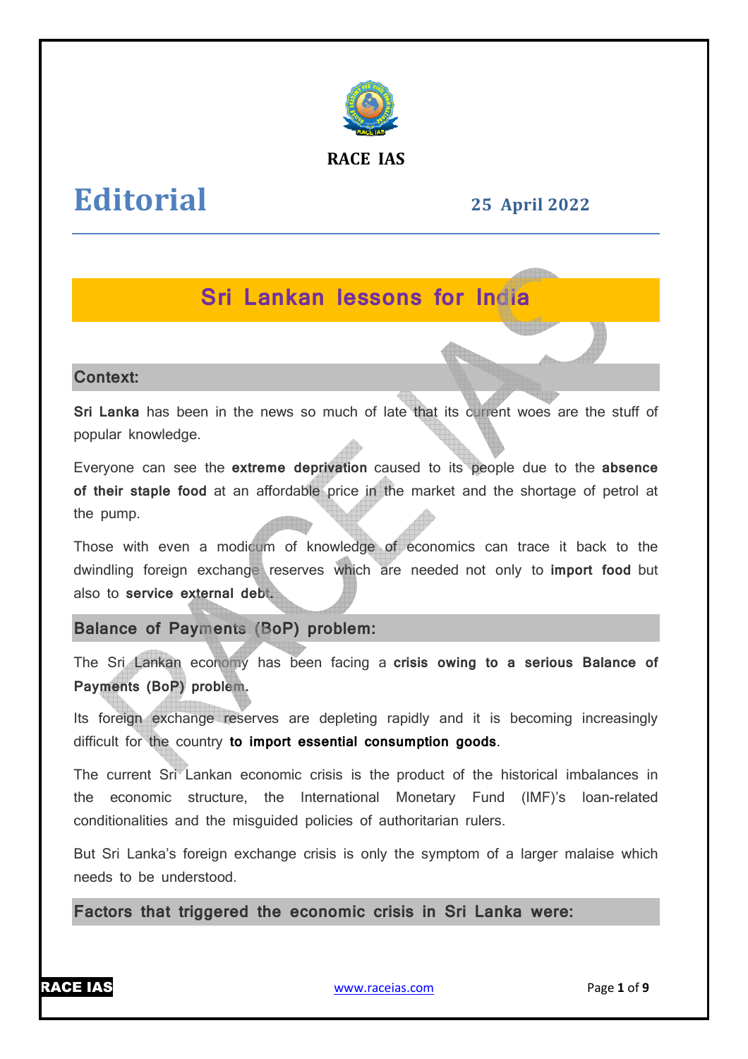RACE IAS

# Editorial

**25 April 2022**

## Sri Lankan lessons for India

### Context:

**Sri Lanka** has been in the news so much of late that its current woes are the stuff of popular knowledge.

Everyone can see the **extreme deprivation** caused to its people due to the **absence of their staple food** at an affordable price in the market and the shortage of petrol at the pump.

Those with even a modicum of knowledge of economics can trace it back to the dwindling foreign exchange reserves which are needed not only to **import food** but also to **service external debt.**

### Balance of Payments (BoP) problem:

The Sri Lankan economy has been facing a **crisis owing to a serious Balance of Payments (BoP) problem.**

Its foreign exchange reserves are depleting rapidly and it is becoming increasingly difficult for the country **to import essential consumption goods**.

The current Sri Lankan economic crisis is the product of the historical imbalances in the economic structure, the International Monetary Fund (IMF)'s loan-related conditionalities and the misguided policies of authoritarian rulers.

But Sri Lanka's foreign exchange crisis is only the symptom of a larger malaise which needs to be understood.

### Factors that triggered the economic crisis in Sri Lanka were: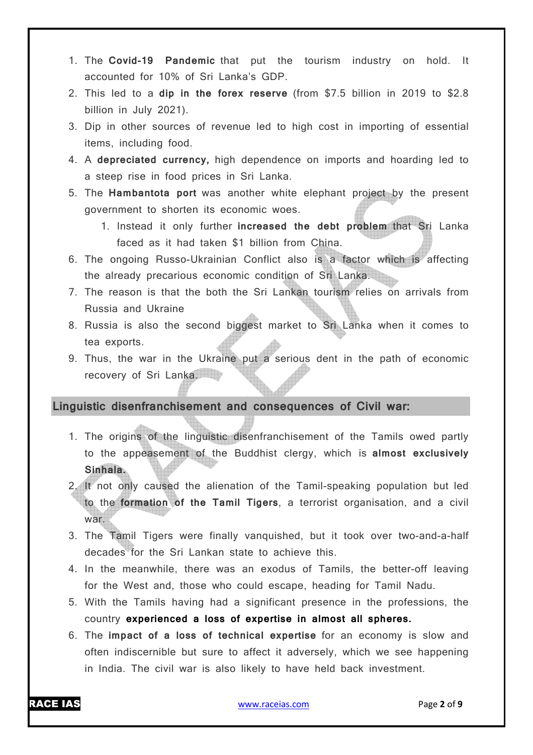1. The **Covid-19 Pandemic** that put the tourism industry on hold. It accounted for 10% of Sri Lanka's GDP.
2. This led to a **dip in the forex reserve** (from $7.5 billion in 2019 to $2.8 billion in July 2021).
3. Dip in other sources of revenue led to high cost in importing of essential items, including food.
4. A **depreciated currency,** high dependence on imports and hoarding led to a steep rise in food prices in Sri Lanka.
5. The **Hambantota port** was another white elephant project by the present government to shorten its economic woes.
    1. Instead it only further **increased the debt problem** that Sri Lanka faced as it had taken $1 billion from China.
6. The ongoing Russo-Ukrainian Conflict also is a factor which is affecting the already precarious economic condition of Sri Lanka.
7. The reason is that the both the Sri Lankan tourism relies on arrivals from Russia and Ukraine
8. Russia is also the second biggest market to Sri Lanka when it comes to tea exports.
9. Thus, the war in the Ukraine put a serious dent in the path of economic recovery of Sri Lanka.

## Linguistic disenfranchisement and consequences of Civil war:

1. The origins of the linguistic disenfranchisement of the Tamils owed partly to the appeasement of the Buddhist clergy, which is **almost exclusively Sinhala.**
2. It not only caused the alienation of the Tamil-speaking population but led to the **formation of the Tamil Tigers**, a terrorist organisation, and a civil war.
3. The Tamil Tigers were finally vanquished, but it took over two-and-a-half decades for the Sri Lankan state to achieve this.
4. In the meanwhile, there was an exodus of Tamils, the better-off leaving for the West and, those who could escape, heading for Tamil Nadu.
5. With the Tamils having had a significant presence in the professions, the country **experienced a loss of expertise in almost all spheres.**
6. The **impact of a loss of technical expertise** for an economy is slow and often indiscernible but sure to affect it adversely, which we see happening in India. The civil war is also likely to have held back investment.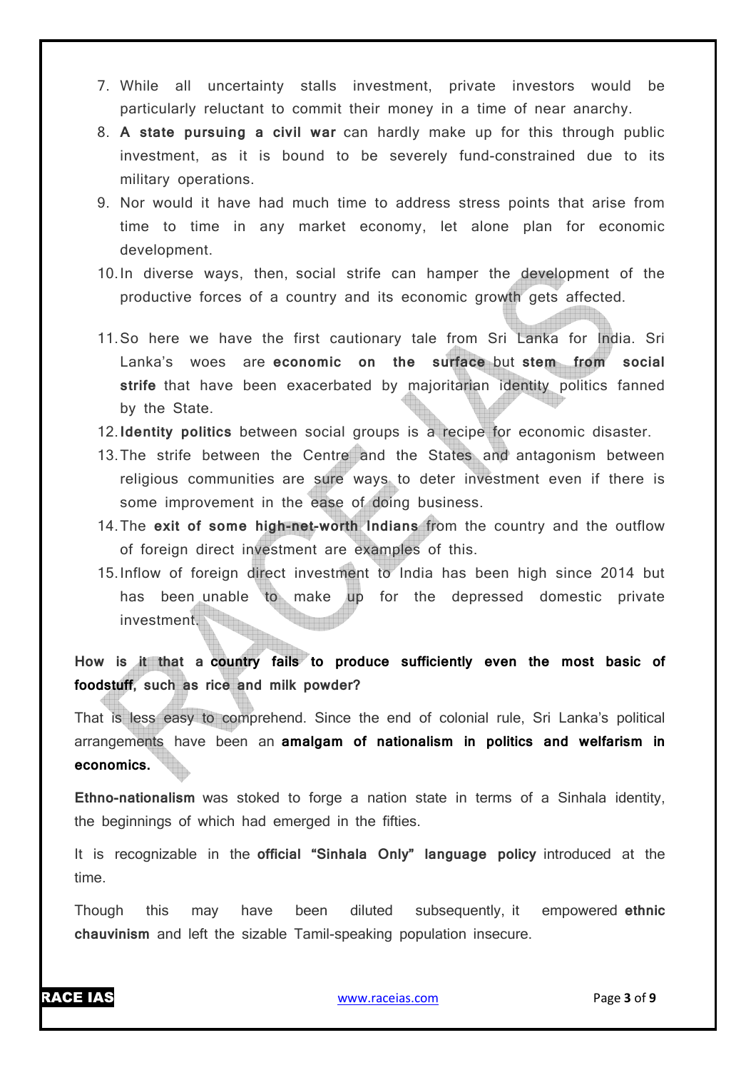7. While all uncertainty stalls investment, private investors would be particularly reluctant to commit their money in a time of near anarchy.
8. **A state pursuing a civil war** can hardly make up for this through public investment, as it is bound to be severely fund-constrained due to its military operations.
9. Nor would it have had much time to address stress points that arise from time to time in any market economy, let alone plan for economic development.
10. In diverse ways, then, social strife can hamper the development of the productive forces of a country and its economic growth gets affected.
11. So here we have the first cautionary tale from Sri Lanka for India. Sri Lanka's woes are **economic on the surface** but **stem from social strife** that have been exacerbated by majoritarian identity politics fanned by the State.
12. **Identity politics** between social groups is a recipe for economic disaster.
13. The strife between the Centre and the States and antagonism between religious communities are sure ways to deter investment even if there is some improvement in the ease of doing business.
14. The **exit of some high-net-worth Indians** from the country and the outflow of foreign direct investment are examples of this.
15. Inflow of foreign direct investment to India has been high since 2014 but has been unable to make up for the depressed domestic private investment.

**How is it that a country fails to produce sufficiently even the most basic of foodstuff, such as rice and milk powder?**

That is less easy to comprehend. Since the end of colonial rule, Sri Lanka's political arrangements have been an **amalgam of nationalism in politics and welfarism in economics.**

**Ethno-nationalism** was stoked to forge a nation state in terms of a Sinhala identity, the beginnings of which had emerged in the fifties.

It is recognizable in the **official "Sinhala Only" language policy** introduced at the time.

Though this may have been diluted subsequently, it empowered **ethnic chauvinism** and left the sizable Tamil-speaking population insecure.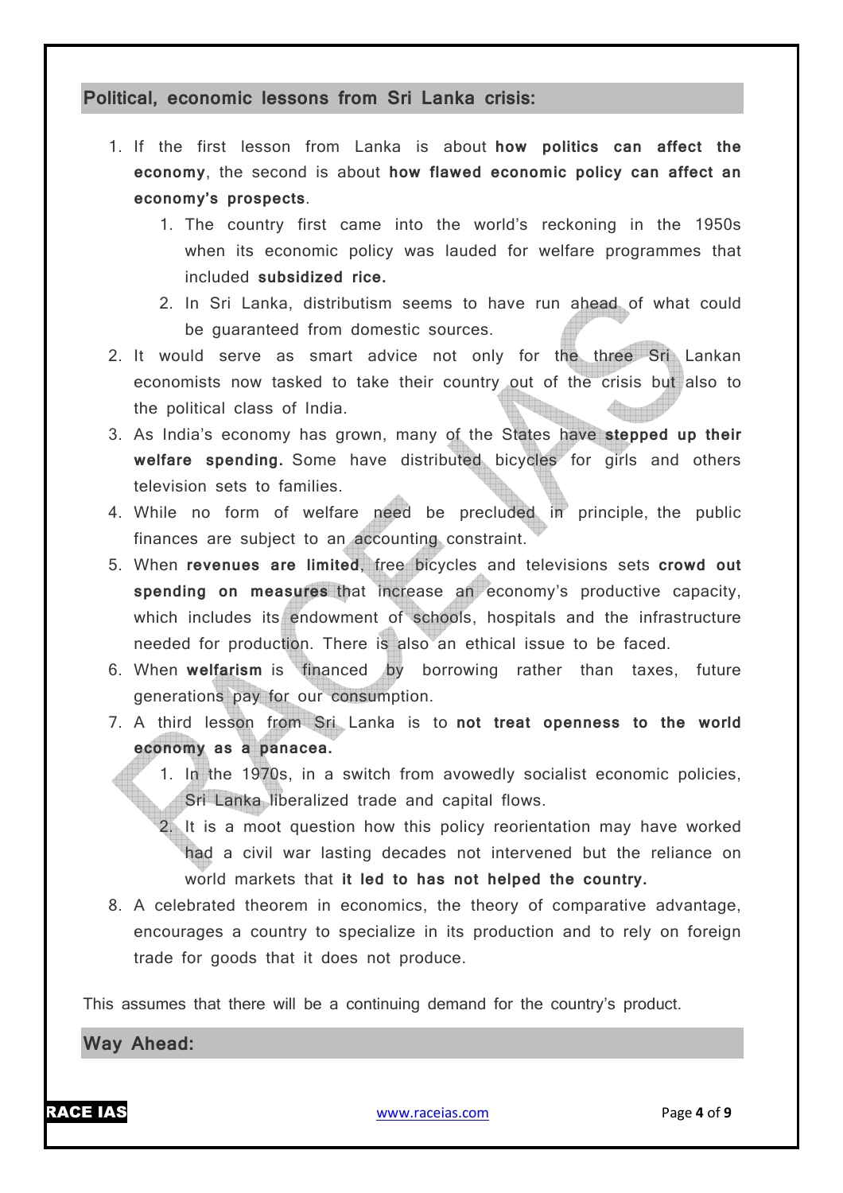## Political, economic lessons from Sri Lanka crisis:

1. If the first lesson from Lanka is about **how politics can affect the economy**, the second is about **how flawed economic policy can affect an economy's prospects**.
    1. The country first came into the world's reckoning in the 1950s when its economic policy was lauded for welfare programmes that included **subsidized rice.**
    2. In Sri Lanka, distributism seems to have run ahead of what could be guaranteed from domestic sources.
2. It would serve as smart advice not only for the three Sri Lankan economists now tasked to take their country out of the crisis but also to the political class of India.
3. As India's economy has grown, many of the States have **stepped up their welfare spending.** Some have distributed bicycles for girls and others television sets to families.
4. While no form of welfare need be precluded in principle, the public finances are subject to an accounting constraint.
5. When **revenues are limited**, free bicycles and televisions sets **crowd out spending on measures** that increase an economy's productive capacity, which includes its endowment of schools, hospitals and the infrastructure needed for production. There is also an ethical issue to be faced.
6. When **welfarism** is financed by borrowing rather than taxes, future generations pay for our consumption.
7. A third lesson from Sri Lanka is to **not treat openness to the world economy as a panacea.**
    1. In the 1970s, in a switch from avowedly socialist economic policies, Sri Lanka liberalized trade and capital flows.
    2. It is a moot question how this policy reorientation may have worked had a civil war lasting decades not intervened but the reliance on world markets that **it led to has not helped the country.**
8. A celebrated theorem in economics, the theory of comparative advantage, encourages a country to specialize in its production and to rely on foreign trade for goods that it does not produce.

This assumes that there will be a continuing demand for the country's product.

## Way Ahead: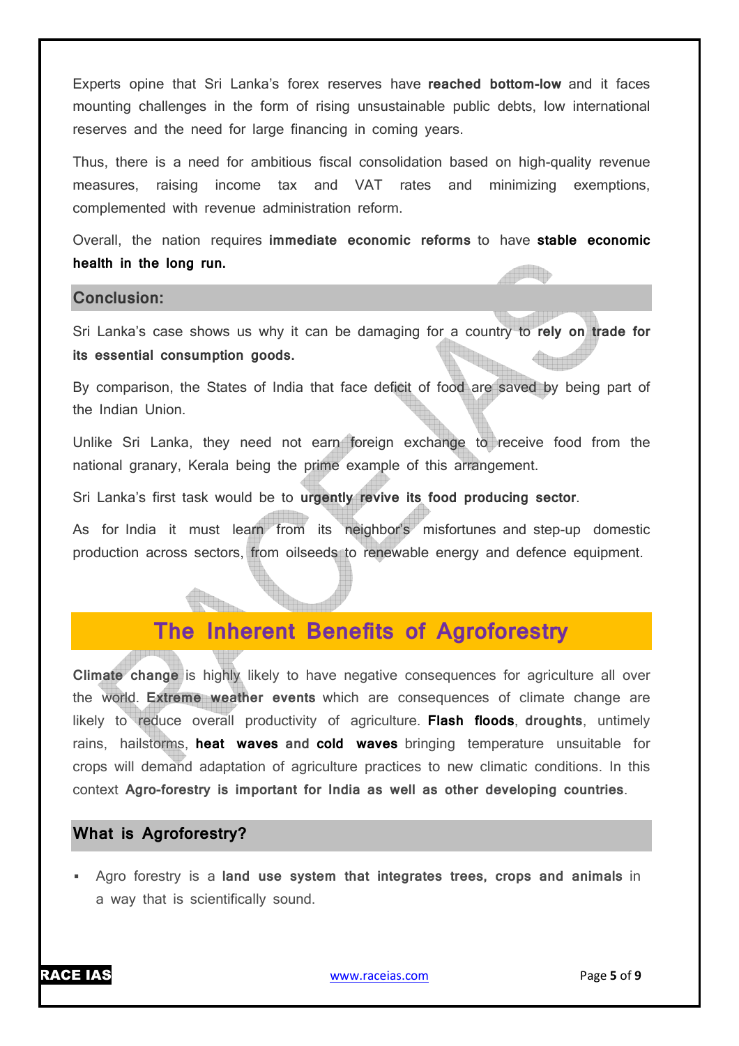Experts opine that Sri Lanka's forex reserves have **reached bottom-low** and it faces mounting challenges in the form of rising unsustainable public debts, low international reserves and the need for large financing in coming years.

Thus, there is a need for ambitious fiscal consolidation based on high-quality revenue measures, raising income tax and VAT rates and minimizing exemptions, complemented with revenue administration reform.

Overall, the nation requires **immediate economic reforms** to have **stable economic health in the long run.**

## Conclusion:

Sri Lanka's case shows us why it can be damaging for a country to **rely on trade for its essential consumption goods.**

By comparison, the States of India that face deficit of food are saved by being part of the Indian Union.

Unlike Sri Lanka, they need not earn foreign exchange to receive food from the national granary, Kerala being the prime example of this arrangement.

Sri Lanka's first task would be to **urgently revive its food producing sector**.

As for India it must learn from its neighbor's misfortunes and step-up domestic production across sectors, from oilseeds to renewable energy and defence equipment.

# The Inherent Benefits of Agroforestry

**Climate change** is highly likely to have negative consequences for agriculture all over the world. **Extreme weather events** which are consequences of climate change are likely to reduce overall productivity of agriculture. **Flash floods**, **droughts**, untimely rains, hailstorms, **heat waves and cold waves** bringing temperature unsuitable for crops will demand adaptation of agriculture practices to new climatic conditions. In this context **Agro-forestry is important for India as well as other developing countries**.

## What is Agroforestry?

- Agro forestry is a **land use system that integrates trees, crops and animals** in a way that is scientifically sound.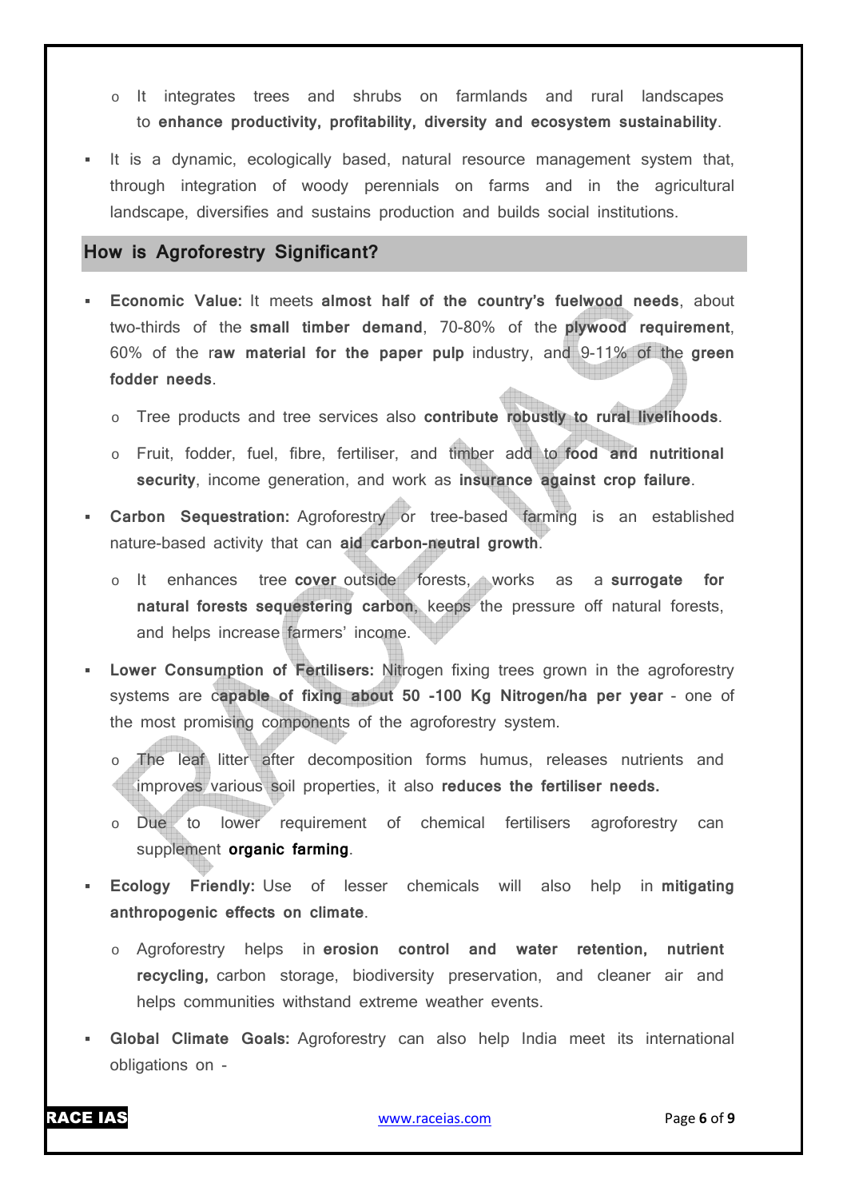- It integrates trees and shrubs on farmlands and rural landscapes to **enhance productivity, profitability, diversity and ecosystem sustainability**.

- It is a dynamic, ecologically based, natural resource management system that, through integration of woody perennials on farms and in the agricultural landscape, diversifies and sustains production and builds social institutions.

## How is Agroforestry Significant?

- **Economic Value:** It meets **almost half of the country's fuelwood needs**, about two-thirds of the **small timber demand**, 70-80% of the **plywood requirement**, 60% of the r**aw material for the paper pulp** industry, and 9-11% of the **green fodder needs**.
  - Tree products and tree services also **contribute robustly to rural livelihoods**.
  - Fruit, fodder, fuel, fibre, fertiliser, and timber add to **food and nutritional security**, income generation, and work as **insurance against crop failure**.
- **Carbon Sequestration:** Agroforestry or tree-based farming is an established nature-based activity that can **aid carbon-neutral growth**.
  - It enhances tree **cover** outside forests, works as a **surrogate for natural forests sequestering carbon**, keeps the pressure off natural forests, and helps increase farmers' income.
- **Lower Consumption of Fertilisers:** Nitrogen fixing trees grown in the agroforestry systems are **capable of fixing about 50 -100 Kg Nitrogen/ha per year** - one of the most promising components of the agroforestry system.
  - The leaf litter after decomposition forms humus, releases nutrients and improves various soil properties, it also **reduces the fertiliser needs.**
  - Due to lower requirement of chemical fertilisers agroforestry can supplement **organic farming**.
- **Ecology Friendly:** Use of lesser chemicals will also help in **mitigating anthropogenic effects on climate**.
  - Agroforestry helps in **erosion control and water retention, nutrient recycling,** carbon storage, biodiversity preservation, and cleaner air and helps communities withstand extreme weather events.
- **Global Climate Goals:** Agroforestry can also help India meet its international obligations on -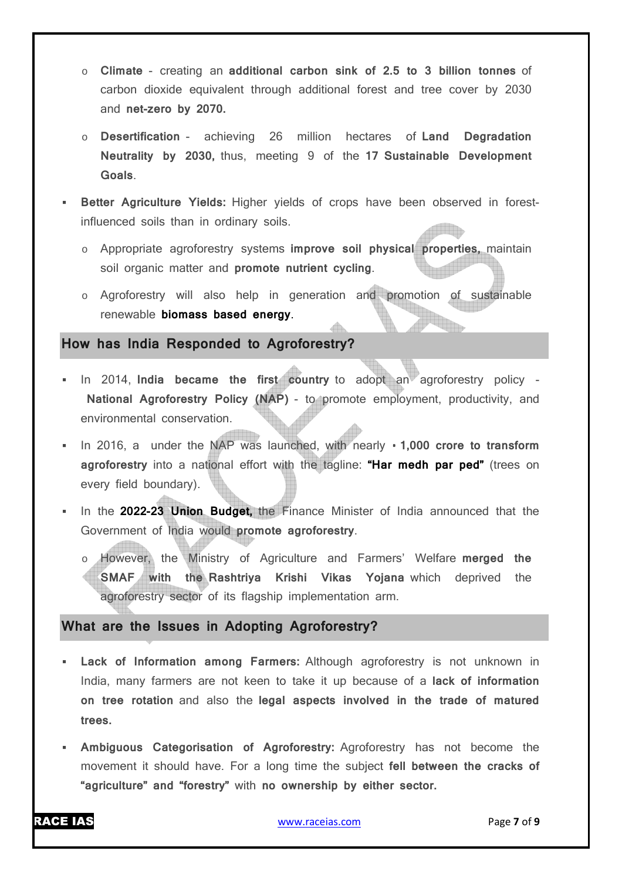- **Climate** - creating an **additional carbon sink of 2.5 to 3 billion tonnes** of carbon dioxide equivalent through additional forest and tree cover by 2030 and **net-zero by 2070.**
- **Desertification** - achieving 26 million hectares of **Land Degradation Neutrality by 2030,** thus, meeting 9 of the **17 Sustainable Development Goals**.

- **Better Agriculture Yields:** Higher yields of crops have been observed in forest-influenced soils than in ordinary soils.
  - Appropriate agroforestry systems **improve soil physical properties,** maintain soil organic matter and **promote nutrient cycling**.
  - Agroforestry will also help in generation and promotion of sustainable renewable **biomass based energy**.

## How has India Responded to Agroforestry?

- In 2014, **India became the first country** to adopt an agroforestry policy - **National Agroforestry Policy (NAP)** - to promote employment, productivity, and environmental conservation.
- In 2016, a under the NAP was launched, with nearly ▪ **1,000 crore to transform agroforestry** into a national effort with the tagline: **"Har medh par ped"** (trees on every field boundary).
- In the **2022-23 Union Budget,** the Finance Minister of India announced that the Government of India would **promote agroforestry**.
  - However, the Ministry of Agriculture and Farmers' Welfare **merged the SMAF with the Rashtriya Krishi Vikas Yojana** which deprived the agroforestry sector of its flagship implementation arm.

## What are the Issues in Adopting Agroforestry?

- **Lack of Information among Farmers:** Although agroforestry is not unknown in India, many farmers are not keen to take it up because of a **lack of information on tree rotation** and also the **legal aspects involved in the trade of matured trees.**
- **Ambiguous Categorisation of Agroforestry:** Agroforestry has not become the movement it should have. For a long time the subject **fell between the cracks of "agriculture" and "forestry"** with **no ownership by either sector.**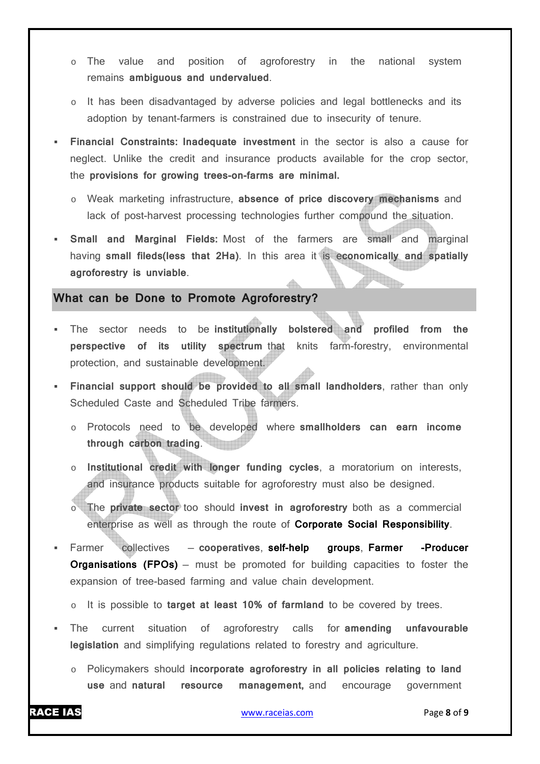- The value and position of agroforestry in the national system remains **ambiguous and undervalued**.
- It has been disadvantaged by adverse policies and legal bottlenecks and its adoption by tenant-farmers is constrained due to insecurity of tenure.

- **Financial Constraints: Inadequate investment** in the sector is also a cause for neglect. Unlike the credit and insurance products available for the crop sector, the **provisions for growing trees-on-farms are minimal.**
  - Weak marketing infrastructure, **absence of price discovery mechanisms** and lack of post-harvest processing technologies further compound the situation.
- **Small and Marginal Fields:** Most of the farmers are small and marginal having **small fileds(less that 2Ha)**. In this area it is **economically and spatially agroforestry is unviable**.

## What can be Done to Promote Agroforestry?

- The sector needs to be **institutionally bolstered and profiled from the perspective of its utility spectrum** that knits farm-forestry, environmental protection, and sustainable development.
- **Financial support should be provided to all small landholders**, rather than only Scheduled Caste and Scheduled Tribe farmers.
  - Protocols need to be developed where **smallholders can earn income through carbon trading**.
  - **Institutional credit with longer funding cycles**, a moratorium on interests, and insurance products suitable for agroforestry must also be designed.
  - The **private sector** too should **invest in agroforestry** both as a commercial enterprise as well as through the route of **Corporate Social Responsibility**.
- Farmer collectives – **cooperatives**, **self-help groups**, **Farmer -Producer Organisations (FPOs)** – must be promoted for building capacities to foster the expansion of tree-based farming and value chain development.
  - It is possible to **target at least 10% of farmland** to be covered by trees.
- The current situation of agroforestry calls for **amending unfavourable legislation** and simplifying regulations related to forestry and agriculture.
  - Policymakers should **incorporate agroforestry in all policies relating to land use** and **natural resource management,** and encourage government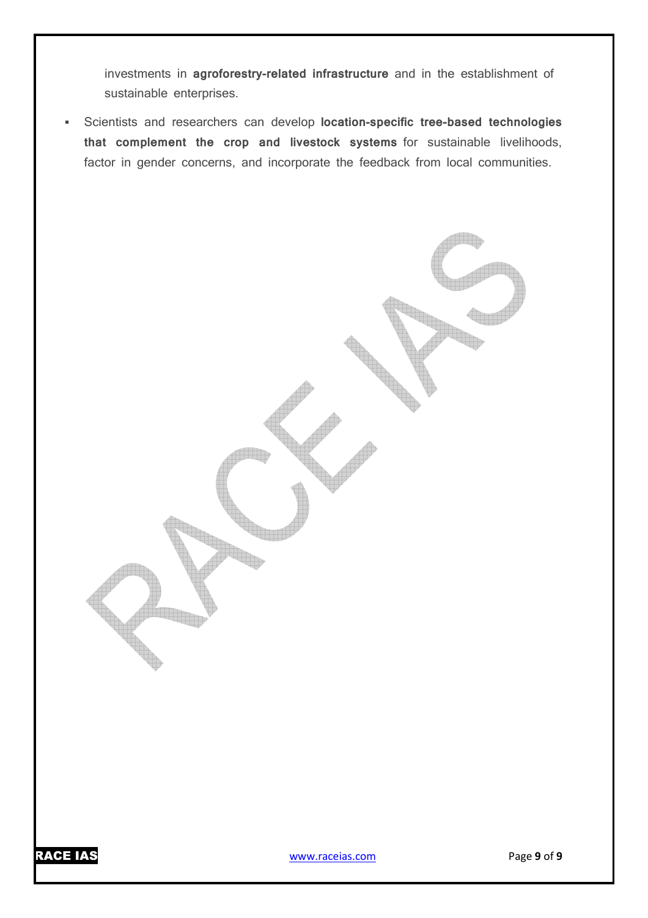investments in **agroforestry-related infrastructure** and in the establishment of sustainable enterprises.

- Scientists and researchers can develop **location-specific tree-based technologies that complement the crop and livestock systems** for sustainable livelihoods, factor in gender concerns, and incorporate the feedback from local communities.